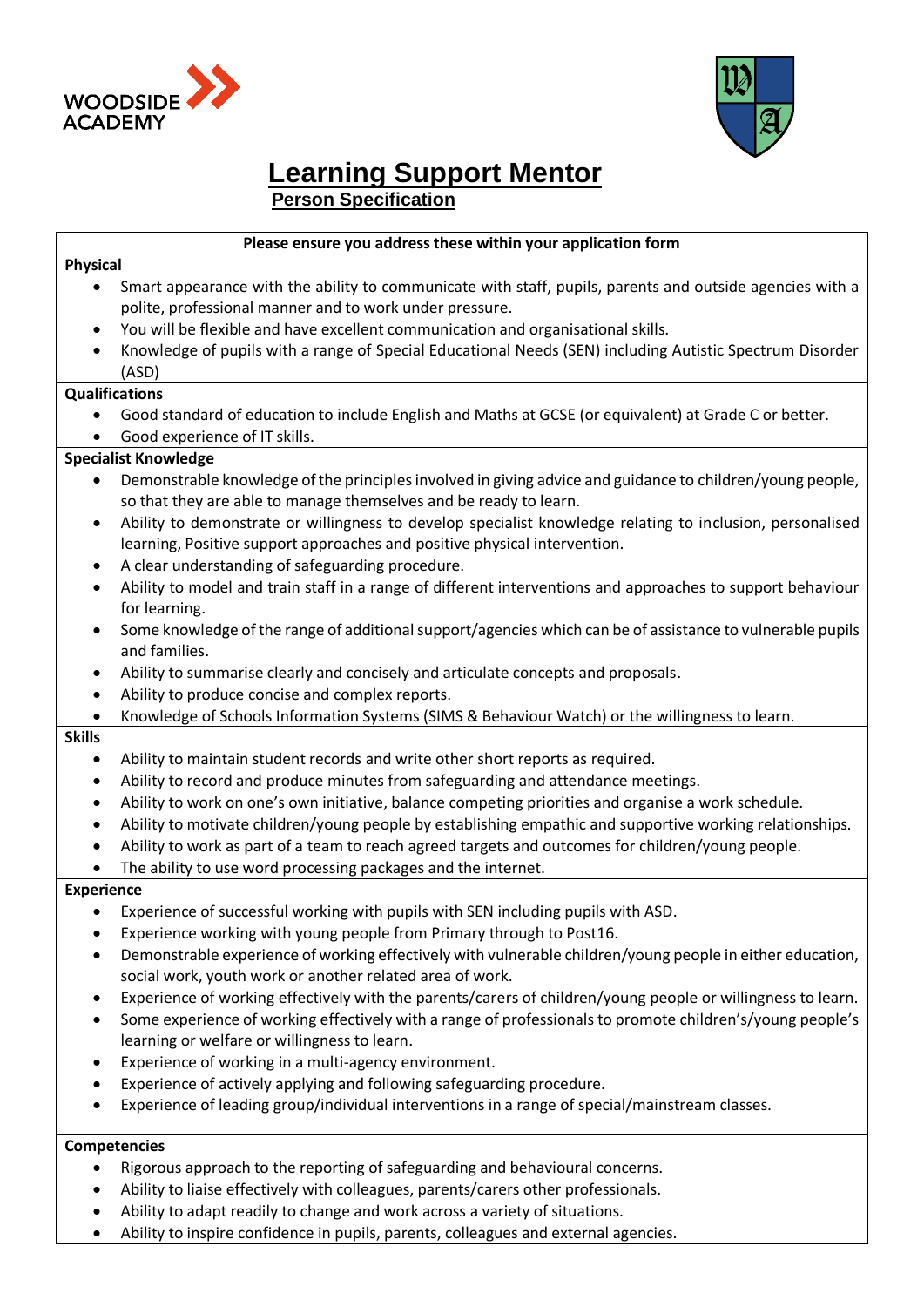WOODSIDE ACADEMY

# Learning Support Mentor

## Person Specification

**Please ensure you address these within your application form**

**Physical**

- Smart appearance with the ability to communicate with staff, pupils, parents and outside agencies with a polite, professional manner and to work under pressure.
- You will be flexible and have excellent communication and organisational skills.
- Knowledge of pupils with a range of Special Educational Needs (SEN) including Autistic Spectrum Disorder (ASD)

**Qualifications**

- Good standard of education to include English and Maths at GCSE (or equivalent) at Grade C or better.
- Good experience of IT skills.

**Specialist Knowledge**

- Demonstrable knowledge of the principles involved in giving advice and guidance to children/young people, so that they are able to manage themselves and be ready to learn.
- Ability to demonstrate or willingness to develop specialist knowledge relating to inclusion, personalised learning, Positive support approaches and positive physical intervention.
- A clear understanding of safeguarding procedure.
- Ability to model and train staff in a range of different interventions and approaches to support behaviour for learning.
- Some knowledge of the range of additional support/agencies which can be of assistance to vulnerable pupils and families.
- Ability to summarise clearly and concisely and articulate concepts and proposals.
- Ability to produce concise and complex reports.
- Knowledge of Schools Information Systems (SIMS & Behaviour Watch) or the willingness to learn.

**Skills**

- Ability to maintain student records and write other short reports as required.
- Ability to record and produce minutes from safeguarding and attendance meetings.
- Ability to work on one's own initiative, balance competing priorities and organise a work schedule.
- Ability to motivate children/young people by establishing empathic and supportive working relationships.
- Ability to work as part of a team to reach agreed targets and outcomes for children/young people.
- The ability to use word processing packages and the internet.

**Experience**

- Experience of successful working with pupils with SEN including pupils with ASD.
- Experience working with young people from Primary through to Post16.
- Demonstrable experience of working effectively with vulnerable children/young people in either education, social work, youth work or another related area of work.
- Experience of working effectively with the parents/carers of children/young people or willingness to learn.
- Some experience of working effectively with a range of professionals to promote children's/young people's learning or welfare or willingness to learn.
- Experience of working in a multi-agency environment.
- Experience of actively applying and following safeguarding procedure.
- Experience of leading group/individual interventions in a range of special/mainstream classes.

**Competencies**

- Rigorous approach to the reporting of safeguarding and behavioural concerns.
- Ability to liaise effectively with colleagues, parents/carers other professionals.
- Ability to adapt readily to change and work across a variety of situations.
- Ability to inspire confidence in pupils, parents, colleagues and external agencies.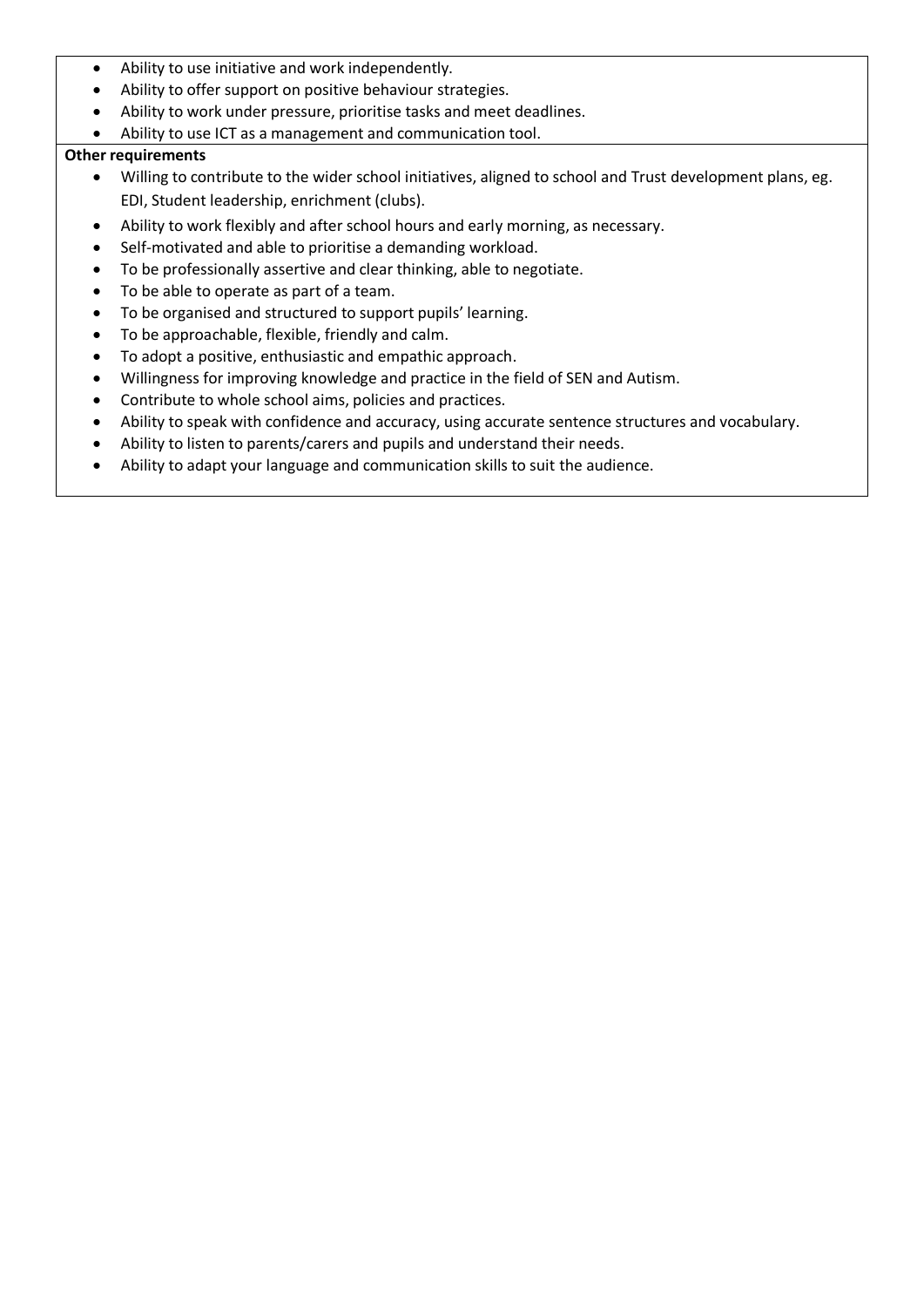- Ability to use initiative and work independently.
- Ability to offer support on positive behaviour strategies.
- Ability to work under pressure, prioritise tasks and meet deadlines.
- Ability to use ICT as a management and communication tool.

**Other requirements**

- Willing to contribute to the wider school initiatives, aligned to school and Trust development plans, eg. EDI, Student leadership, enrichment (clubs).
- Ability to work flexibly and after school hours and early morning, as necessary.
- Self-motivated and able to prioritise a demanding workload.
- To be professionally assertive and clear thinking, able to negotiate.
- To be able to operate as part of a team.
- To be organised and structured to support pupils' learning.
- To be approachable, flexible, friendly and calm.
- To adopt a positive, enthusiastic and empathic approach.
- Willingness for improving knowledge and practice in the field of SEN and Autism.
- Contribute to whole school aims, policies and practices.
- Ability to speak with confidence and accuracy, using accurate sentence structures and vocabulary.
- Ability to listen to parents/carers and pupils and understand their needs.
- Ability to adapt your language and communication skills to suit the audience.